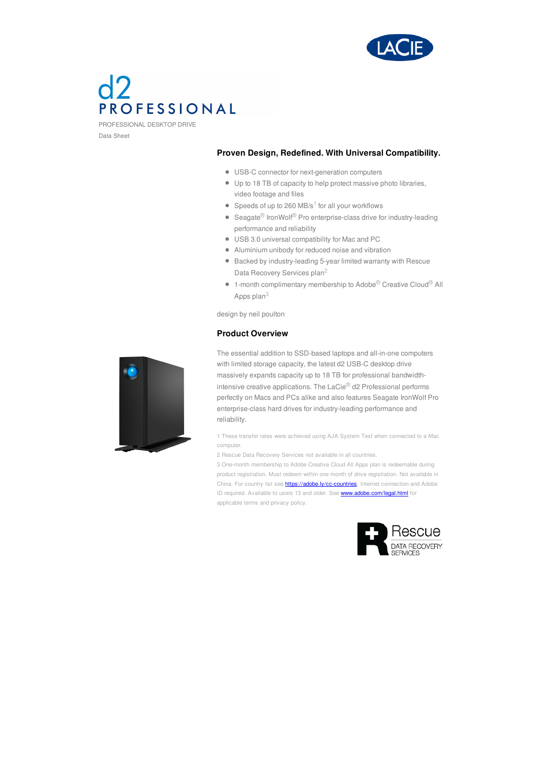# d2 PROFESSIONAL

PROFESSIONAL DESKTOP DRIVE

Data Sheet

## Proven Design, Redefined. With Universal Compatibility.

- USB-C connector for next-generation computers
- Up to 18 TB of capacity to help protect massive photo libraries, video footage and files
- Speeds of up to 260 MB/s[1] for all your workflows
- Seagate® IronWolf® Pro enterprise-class drive for industry-leading performance and reliability
- USB 3.0 universal compatibility for Mac and PC
- Aluminium unibody for reduced noise and vibration
- Backed by industry-leading 5-year limited warranty with Rescue Data Recovery Services plan[2]
- 1-month complimentary membership to Adobe® Creative Cloud® All Apps plan[3]

design by neil poulton

## Product Overview

The essential addition to SSD-based laptops and all-in-one computers with limited storage capacity, the latest d2 USB-C desktop drive massively expands capacity up to 18 TB for professional bandwidth-intensive creative applications. The LaCie® d2 Professional performs perfectly on Macs and PCs alike and also features Seagate IronWolf Pro enterprise-class hard drives for industry-leading performance and reliability.

1 These transfer rates were achieved using AJA System Test when connected to a Mac computer.

2 Rescue Data Recovery Services not available in all countries.

3 One-month membership to Adobe Creative Cloud All Apps plan is redeemable during product registration. Must redeem within one month of drive registration. Not available in China. For country list see https://adobe.ly/cc-countries. Internet connection and Adobe ID required. Available to users 13 and older. See www.adobe.com/legal.html for applicable terms and privacy policy.

Rescue DATA RECOVERY SERVICES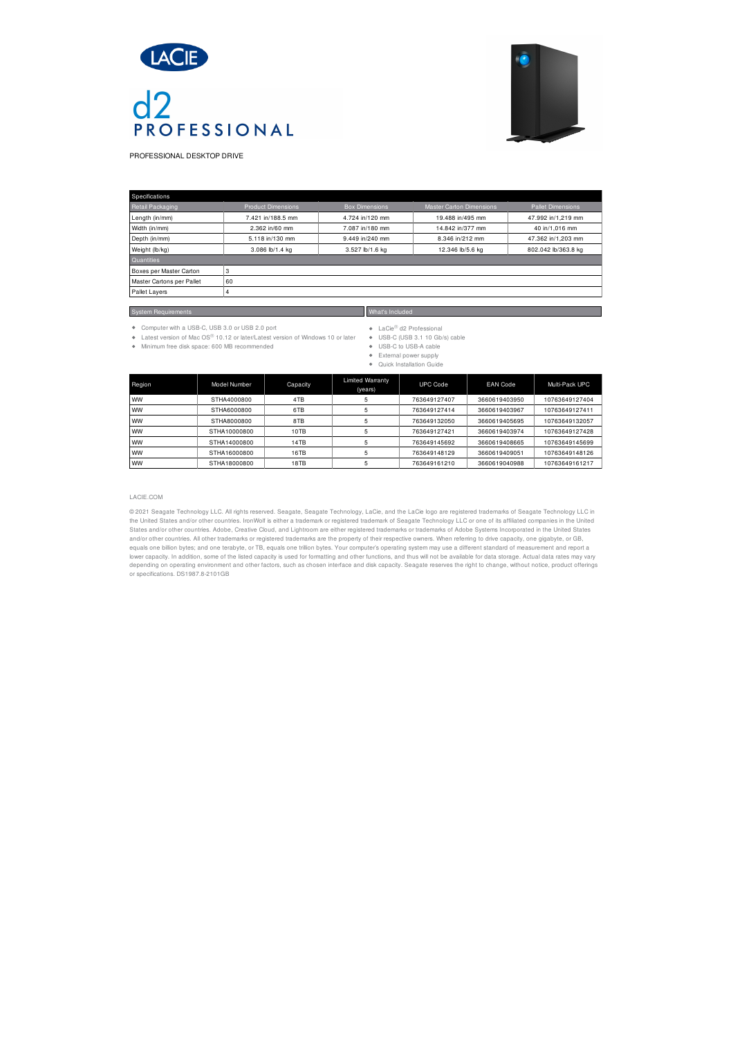# LACIE

# d2 PROFESSIONAL

PROFESSIONAL DESKTOP DRIVE

| Specifications | | | | |
|---|---|---|---|---|
| Retail Packaging | Product Dimensions | Box Dimensions | Master Carton Dimensions | Pallet Dimensions |
| Length (in/mm) | 7.421 in/188.5 mm | 4.724 in/120 mm | 19.488 in/495 mm | 47.992 in/1,219 mm |
| Width (in/mm) | 2.362 in/60 mm | 7.087 in/180 mm | 14.842 in/377 mm | 40 in/1,016 mm |
| Depth (in/mm) | 5.118 in/130 mm | 9.449 in/240 mm | 8.346 in/212 mm | 47.362 in/1,203 mm |
| Weight (lb/kg) | 3.086 lb/1.4 kg | 3.527 lb/1.6 kg | 12.346 lb/5.6 kg | 802.042 lb/363.8 kg |
| Quantities | | | | |
| Boxes per Master Carton | 3 | | | |
| Master Cartons per Pallet | 60 | | | |
| Pallet Layers | 4 | | | |

## System Requirements

- Computer with a USB-C, USB 3.0 or USB 2.0 port
- Latest version of Mac OS® 10.12 or later/Latest version of Windows 10 or later
- Minimum free disk space: 600 MB recommended

## What's Included

- LaCie® d2 Professional
- USB-C (USB 3.1 10 Gb/s) cable
- USB-C to USB-A cable
- External power supply
- Quick Installation Guide

| Region | Model Number | Capacity | Limited Warranty (years) | UPC Code | EAN Code | Multi-Pack UPC |
|---|---|---|---|---|---|---|
| WW | STHA4000800 | 4TB | 5 | 763649127407 | 3660619403950 | 10763649127404 |
| WW | STHA6000800 | 6TB | 5 | 763649127414 | 3660619403967 | 10763649127411 |
| WW | STHA8000800 | 8TB | 5 | 763649132050 | 3660619405695 | 10763649132057 |
| WW | STHA10000800 | 10TB | 5 | 763649127421 | 3660619403974 | 10763649127428 |
| WW | STHA14000800 | 14TB | 5 | 763649145692 | 3660619408665 | 10763649145699 |
| WW | STHA16000800 | 16TB | 5 | 763649148129 | 3660619409051 | 10763649148126 |
| WW | STHA18000800 | 18TB | 5 | 763649161210 | 3660619040988 | 10763649161217 |

LACIE.COM

© 2021 Seagate Technology LLC. All rights reserved. Seagate, Seagate Technology, LaCie, and the LaCie logo are registered trademarks of Seagate Technology LLC in the United States and/or other countries. IronWolf is either a trademark or registered trademark of Seagate Technology LLC or one of its affiliated companies in the United States and/or other countries. Adobe, Creative Cloud, and Lightroom are either registered trademarks or trademarks of Adobe Systems Incorporated in the United States and/or other countries. All other trademarks or registered trademarks are the property of their respective owners. When referring to drive capacity, one gigabyte, or GB, equals one billion bytes; and one terabyte, or TB, equals one trillion bytes. Your computer's operating system may use a different standard of measurement and report a lower capacity. In addition, some of the listed capacity is used for formatting and other functions, and thus will not be available for data storage. Actual data rates may vary depending on operating environment and other factors, such as chosen interface and disk capacity. Seagate reserves the right to change, without notice, product offerings or specifications. DS1987.8-2101GB